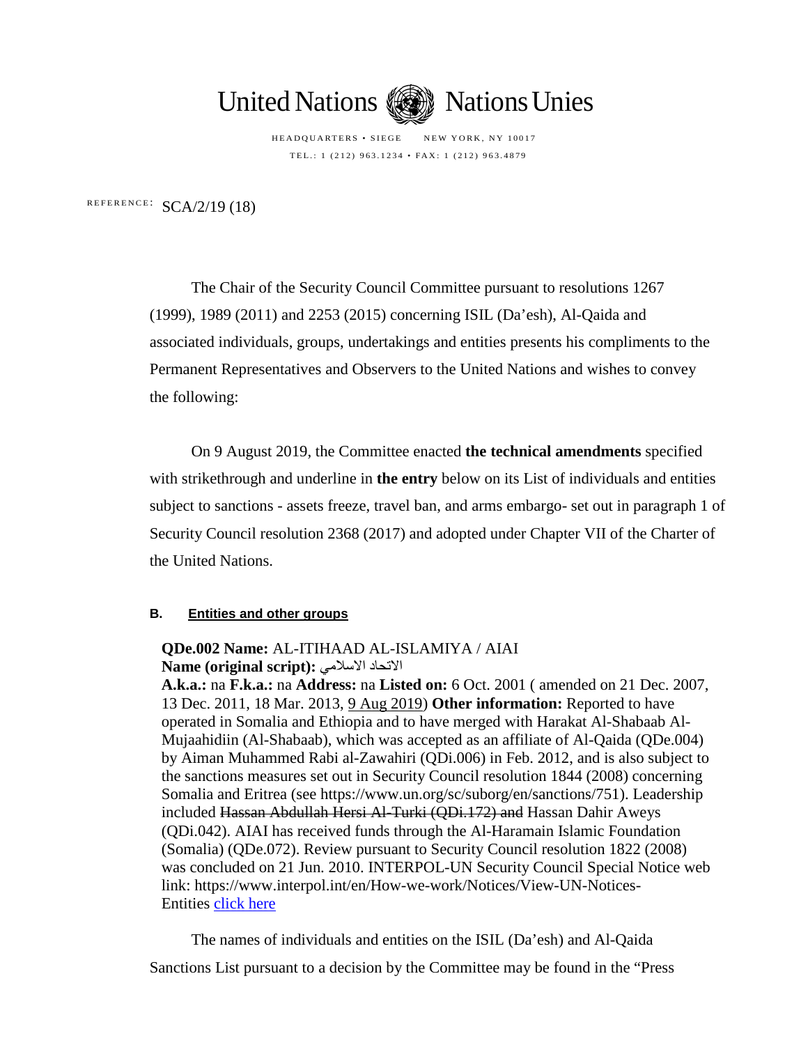United Nations Nations Unies

HEADQUARTERS • SIEGE NEW YORK, NY 10017

TEL.: 1 (212) 963.1234 • FAX: 1 (212) 963.4879

REFERENCE: SCA/2/19 (18)

The Chair of the Security Council Committee pursuant to resolutions 1267 (1999), 1989 (2011) and 2253 (2015) concerning ISIL (Da'esh), Al-Qaida and associated individuals, groups, undertakings and entities presents his compliments to the Permanent Representatives and Observers to the United Nations and wishes to convey the following:

On 9 August 2019, the Committee enacted **the technical amendments** specified with strikethrough and underline in **the entry** below on its List of individuals and entities subject to sanctions - assets freeze, travel ban, and arms embargo- set out in paragraph 1 of Security Council resolution 2368 (2017) and adopted under Chapter VII of the Charter of the United Nations.

**B. Entities and other groups**

**QDe.002 Name:** AL-ITIHAAD AL-ISLAMIYA / AIAI
**Name (original script):** الاتحاد الاسلامي
**A.k.a.:** na **F.k.a.:** na **Address:** na **Listed on:** 6 Oct. 2001 ( amended on 21 Dec. 2007, 13 Dec. 2011, 18 Mar. 2013, <u>9 Aug 2019</u>) **Other information:** Reported to have operated in Somalia and Ethiopia and to have merged with Harakat Al-Shabaab Al-Mujaahidiin (Al-Shabaab), which was accepted as an affiliate of Al-Qaida (QDe.004) by Aiman Muhammed Rabi al-Zawahiri (QDi.006) in Feb. 2012, and is also subject to the sanctions measures set out in Security Council resolution 1844 (2008) concerning Somalia and Eritrea (see https://www.un.org/sc/suborg/en/sanctions/751). Leadership included ~~Hassan Abdullah Hersi Al-Turki (QDi.172) and~~ Hassan Dahir Aweys (QDi.042). AIAI has received funds through the Al-Haramain Islamic Foundation (Somalia) (QDe.072). Review pursuant to Security Council resolution 1822 (2008) was concluded on 21 Jun. 2010. INTERPOL-UN Security Council Special Notice web link: https://www.interpol.int/en/How-we-work/Notices/View-UN-Notices-Entities click here

The names of individuals and entities on the ISIL (Da'esh) and Al-Qaida Sanctions List pursuant to a decision by the Committee may be found in the "Press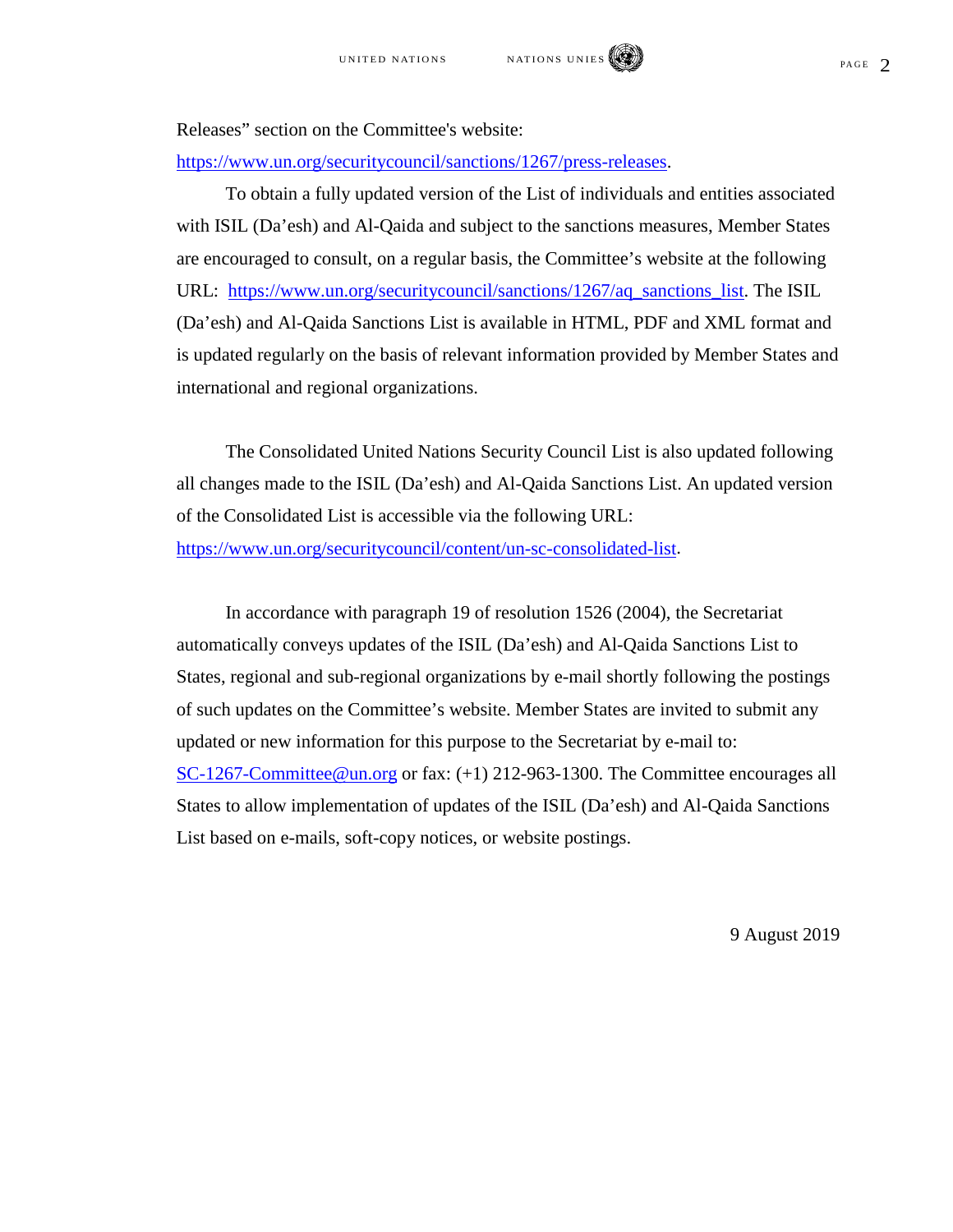Releases" section on the Committee's website: https://www.un.org/securitycouncil/sanctions/1267/press-releases.

To obtain a fully updated version of the List of individuals and entities associated with ISIL (Da'esh) and Al-Qaida and subject to the sanctions measures, Member States are encouraged to consult, on a regular basis, the Committee's website at the following URL: https://www.un.org/securitycouncil/sanctions/1267/aq_sanctions_list. The ISIL (Da'esh) and Al-Qaida Sanctions List is available in HTML, PDF and XML format and is updated regularly on the basis of relevant information provided by Member States and international and regional organizations.

The Consolidated United Nations Security Council List is also updated following all changes made to the ISIL (Da'esh) and Al-Qaida Sanctions List. An updated version of the Consolidated List is accessible via the following URL: https://www.un.org/securitycouncil/content/un-sc-consolidated-list.

In accordance with paragraph 19 of resolution 1526 (2004), the Secretariat automatically conveys updates of the ISIL (Da'esh) and Al-Qaida Sanctions List to States, regional and sub-regional organizations by e-mail shortly following the postings of such updates on the Committee's website. Member States are invited to submit any updated or new information for this purpose to the Secretariat by e-mail to: SC-1267-Committee@un.org or fax: (+1) 212-963-1300. The Committee encourages all States to allow implementation of updates of the ISIL (Da'esh) and Al-Qaida Sanctions List based on e-mails, soft-copy notices, or website postings.

9 August 2019